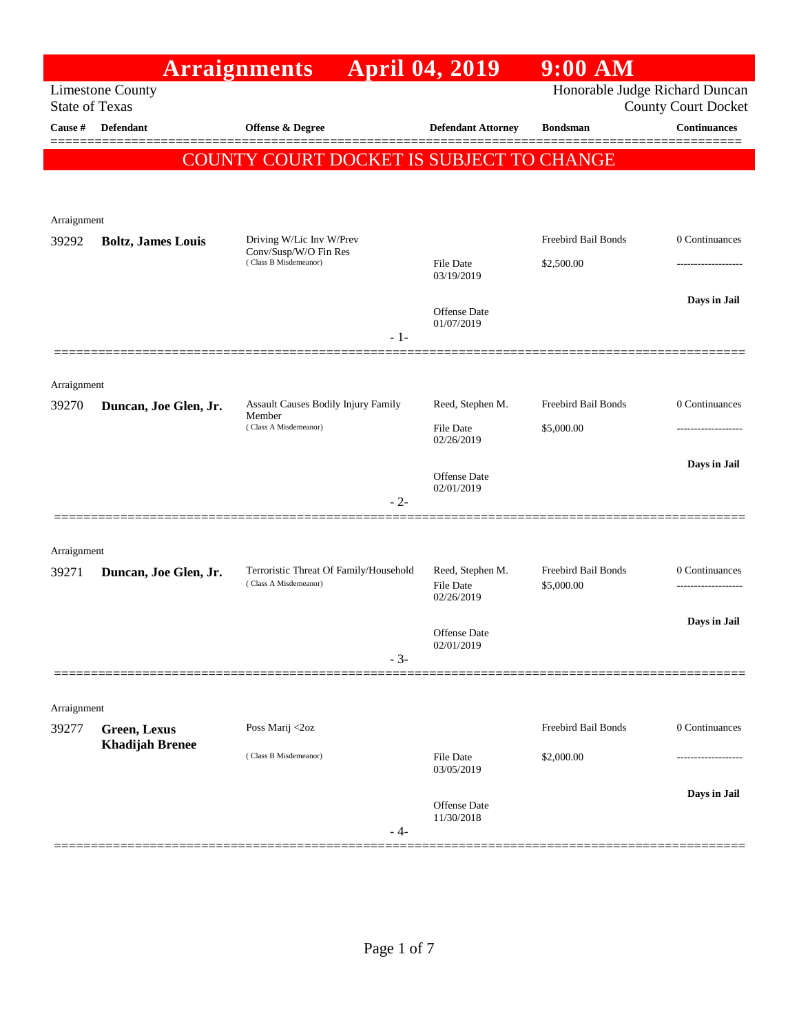# Arraignments April 04, 2019 9:00 AM

Limestone County
State of Texas

Honorable Judge Richard Duncan
County Court Docket

**COUNTY COURT DOCKET IS SUBJECT TO CHANGE**

| Cause # | Defendant | Offense & Degree | Defendant Attorney | Bondsman | Continuances |
|---|---|---|---|---|---|
| Arraignment | | | | | |
| 39292 | **Boltz, James Louis** | Driving W/Lic Inv W/Prev Conv/Susp/W/O Fin Res (Class B Misdemeanor) | File Date 03/19/2019<br>Offense Date 01/07/2019 | Freebird Bail Bonds<br>$2,500.00 | 0 Continuances<br>-------------------<br>**Days in Jail** |
| | | - 1- | | | |
| Arraignment | | | | | |
| 39270 | **Duncan, Joe Glen, Jr.** | Assault Causes Bodily Injury Family Member (Class A Misdemeanor) | Reed, Stephen M.<br>File Date 02/26/2019<br>Offense Date 02/01/2019 | Freebird Bail Bonds<br>$5,000.00 | 0 Continuances<br>-------------------<br>**Days in Jail** |
| | | - 2- | | | |
| Arraignment | | | | | |
| 39271 | **Duncan, Joe Glen, Jr.** | Terroristic Threat Of Family/Household (Class A Misdemeanor) | Reed, Stephen M.<br>File Date 02/26/2019<br>Offense Date 02/01/2019 | Freebird Bail Bonds<br>$5,000.00 | 0 Continuances<br>-------------------<br>**Days in Jail** |
| | | - 3- | | | |
| Arraignment | | | | | |
| 39277 | **Green, Lexus Khadijah Brenee** | Poss Marij <2oz (Class B Misdemeanor) | File Date 03/05/2019<br>Offense Date 11/30/2018 | Freebird Bail Bonds<br>$2,000.00 | 0 Continuances<br>-------------------<br>**Days in Jail** |
| | | - 4- | | | |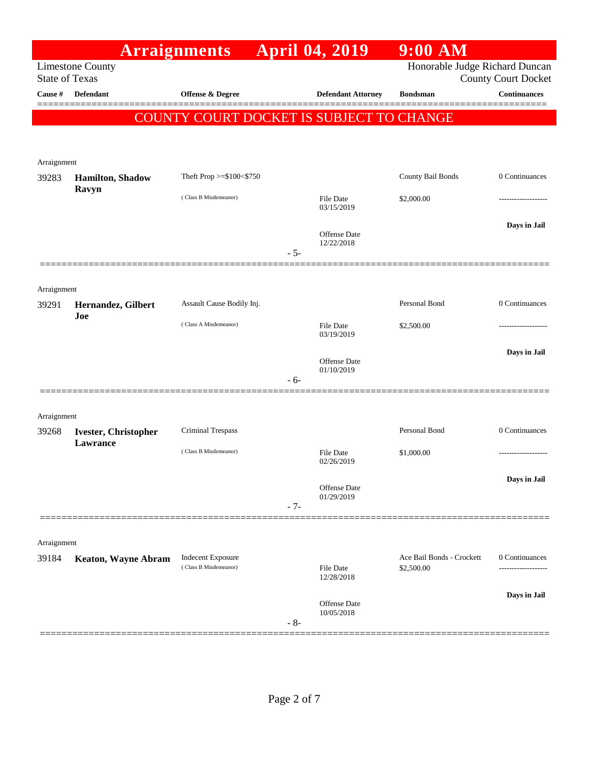# Arraignments April 04, 2019 9:00 AM

Limestone County
State of Texas

Honorable Judge Richard Duncan
County Court Docket

**COUNTY COURT DOCKET IS SUBJECT TO CHANGE**

| Cause # | Defendant | Offense & Degree | Defendant Attorney | Bondsman | Continuances |
|---|---|---|---|---|---|
| Arraignment | | | | | |
| 39283 | **Hamilton, Shadow Ravyn** | Theft Prop >=$100<$750 (Class B Misdemeanor) | File Date 03/15/2019; Offense Date 12/22/2018 | County Bail Bonds $2,000.00 | 0 Continuances; Days in Jail |
| | | | - 5- | | |
| Arraignment | | | | | |
| 39291 | **Hernandez, Gilbert Joe** | Assault Cause Bodily Inj. (Class A Misdemeanor) | File Date 03/19/2019; Offense Date 01/10/2019 | Personal Bond $2,500.00 | 0 Continuances; Days in Jail |
| | | | - 6- | | |
| Arraignment | | | | | |
| 39268 | **Ivester, Christopher Lawrance** | Criminal Trespass (Class B Misdemeanor) | File Date 02/26/2019; Offense Date 01/29/2019 | Personal Bond $1,000.00 | 0 Continuances; Days in Jail |
| | | | - 7- | | |
| Arraignment | | | | | |
| 39184 | **Keaton, Wayne Abram** | Indecent Exposure (Class B Misdemeanor) | File Date 12/28/2018; Offense Date 10/05/2018 | Ace Bail Bonds - Crockett $2,500.00 | 0 Continuances; Days in Jail |
| | | | - 8- | | |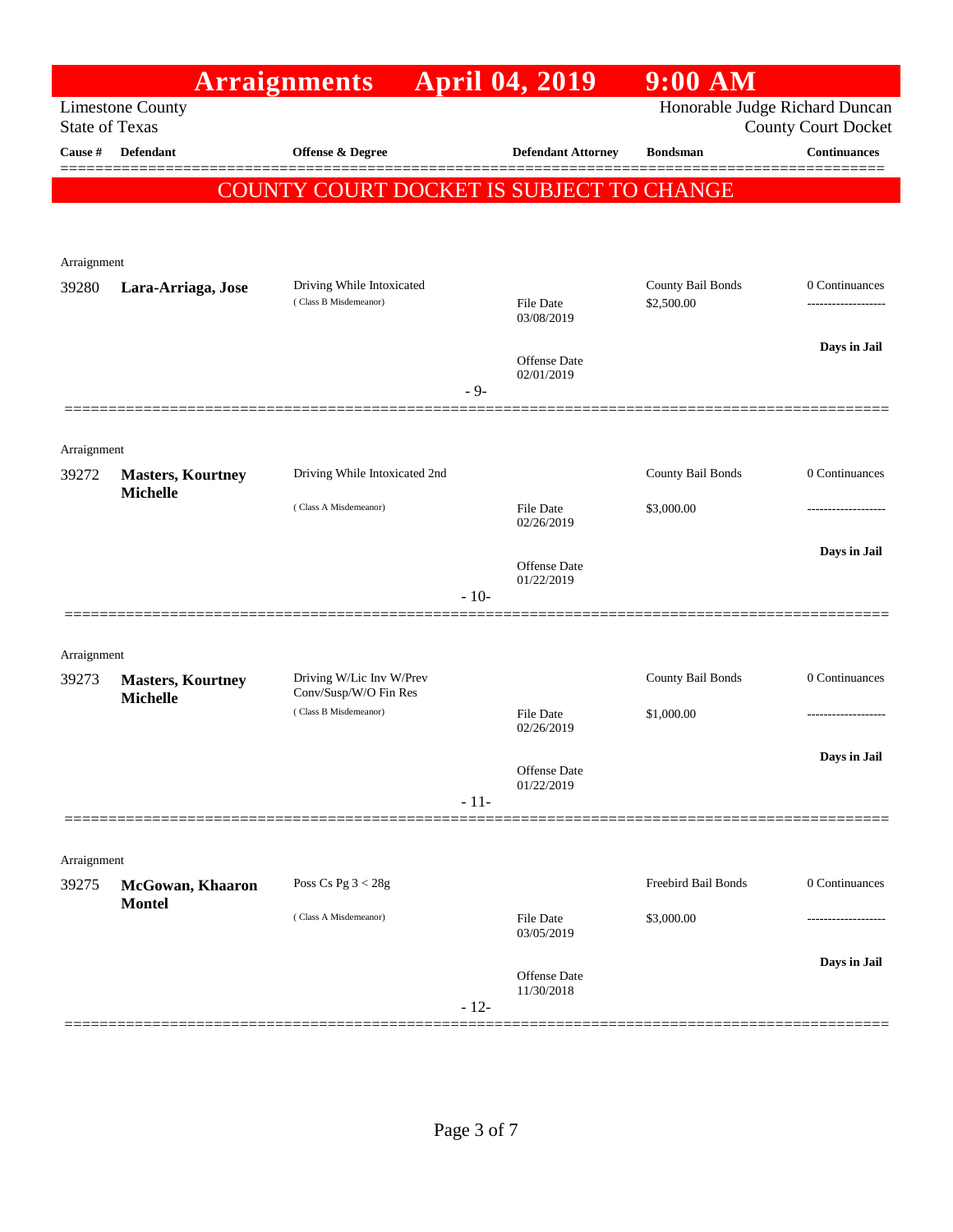# Arraignments April 04, 2019 9:00 AM

Limestone County
State of Texas

Honorable Judge Richard Duncan
County Court Docket

**COUNTY COURT DOCKET IS SUBJECT TO CHANGE**

| Cause # | Defendant | Offense & Degree | Defendant Attorney | Bondsman | Continuances |
|---|---|---|---|---|---|
| Arraignment | | | | | |
| 39280 | **Lara-Arriaga, Jose** | Driving While Intoxicated (Class B Misdemeanor) | File Date 03/08/2019<br>Offense Date 02/01/2019 | County Bail Bonds $2,500.00 | 0 Continuances<br>-------------------<br>**Days in Jail** |
| | | | - 9- | | |
| Arraignment | | | | | |
| 39272 | **Masters, Kourtney Michelle** | Driving While Intoxicated 2nd (Class A Misdemeanor) | File Date 02/26/2019<br>Offense Date 01/22/2019 | County Bail Bonds $3,000.00 | 0 Continuances<br>-------------------<br>**Days in Jail** |
| | | | - 10- | | |
| Arraignment | | | | | |
| 39273 | **Masters, Kourtney Michelle** | Driving W/Lic Inv W/Prev Conv/Susp/W/O Fin Res (Class B Misdemeanor) | File Date 02/26/2019<br>Offense Date 01/22/2019 | County Bail Bonds $1,000.00 | 0 Continuances<br>-------------------<br>**Days in Jail** |
| | | | - 11- | | |
| Arraignment | | | | | |
| 39275 | **McGowan, Khaaron Montel** | Poss Cs Pg 3 < 28g (Class A Misdemeanor) | File Date 03/05/2019<br>Offense Date 11/30/2018 | Freebird Bail Bonds $3,000.00 | 0 Continuances<br>-------------------<br>**Days in Jail** |
| | | | - 12- | | |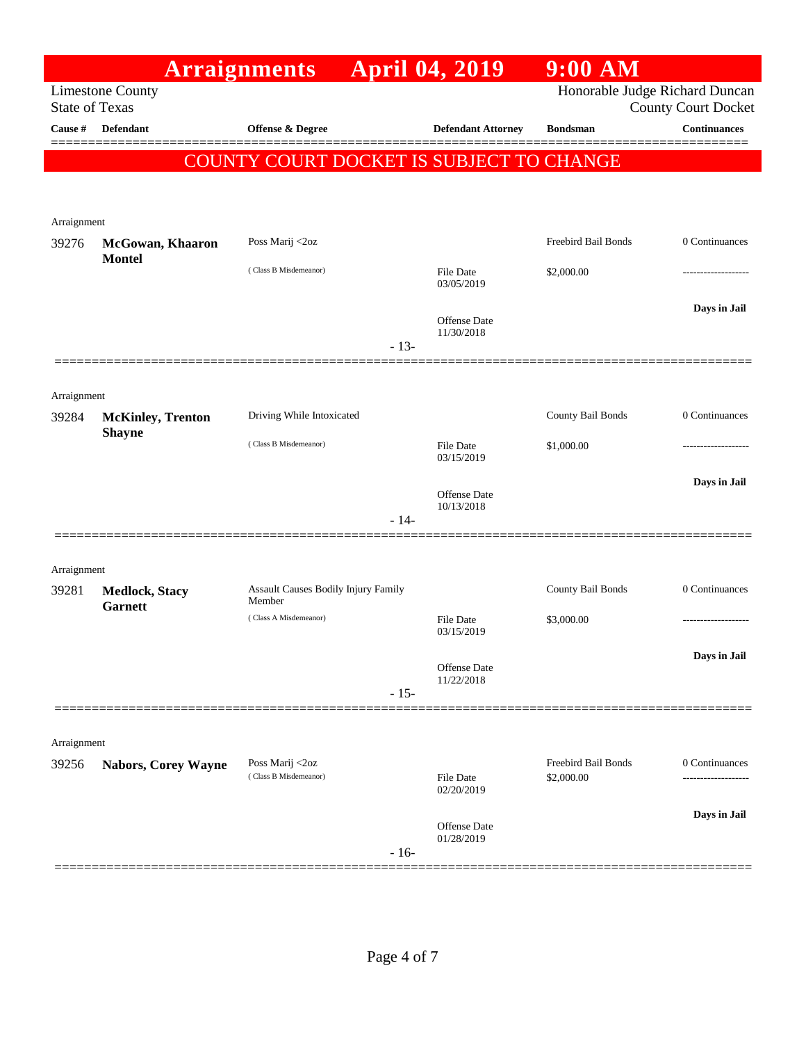# Arraignments April 04, 2019 9:00 AM

Limestone County
State of Texas

Honorable Judge Richard Duncan
County Court Docket

**COUNTY COURT DOCKET IS SUBJECT TO CHANGE**

| Cause # | Defendant | Offense & Degree | Defendant Attorney | Bondsman | Continuances |
|---|---|---|---|---|---|
| Arraignment | | | | | |
| 39276 | **McGowan, Khaaron Montel** | Poss Marij <2oz (Class B Misdemeanor) | File Date 03/05/2019; Offense Date 11/30/2018 | Freebird Bail Bonds $2,000.00 | 0 Continuances; Days in Jail |
| | | | - 13- | | |
| Arraignment | | | | | |
| 39284 | **McKinley, Trenton Shayne** | Driving While Intoxicated (Class B Misdemeanor) | File Date 03/15/2019; Offense Date 10/13/2018 | County Bail Bonds $1,000.00 | 0 Continuances; Days in Jail |
| | | | - 14- | | |
| Arraignment | | | | | |
| 39281 | **Medlock, Stacy Garnett** | Assault Causes Bodily Injury Family Member (Class A Misdemeanor) | File Date 03/15/2019; Offense Date 11/22/2018 | County Bail Bonds $3,000.00 | 0 Continuances; Days in Jail |
| | | | - 15- | | |
| Arraignment | | | | | |
| 39256 | **Nabors, Corey Wayne** | Poss Marij <2oz (Class B Misdemeanor) | File Date 02/20/2019; Offense Date 01/28/2019 | Freebird Bail Bonds $2,000.00 | 0 Continuances; Days in Jail |
| | | | - 16- | | |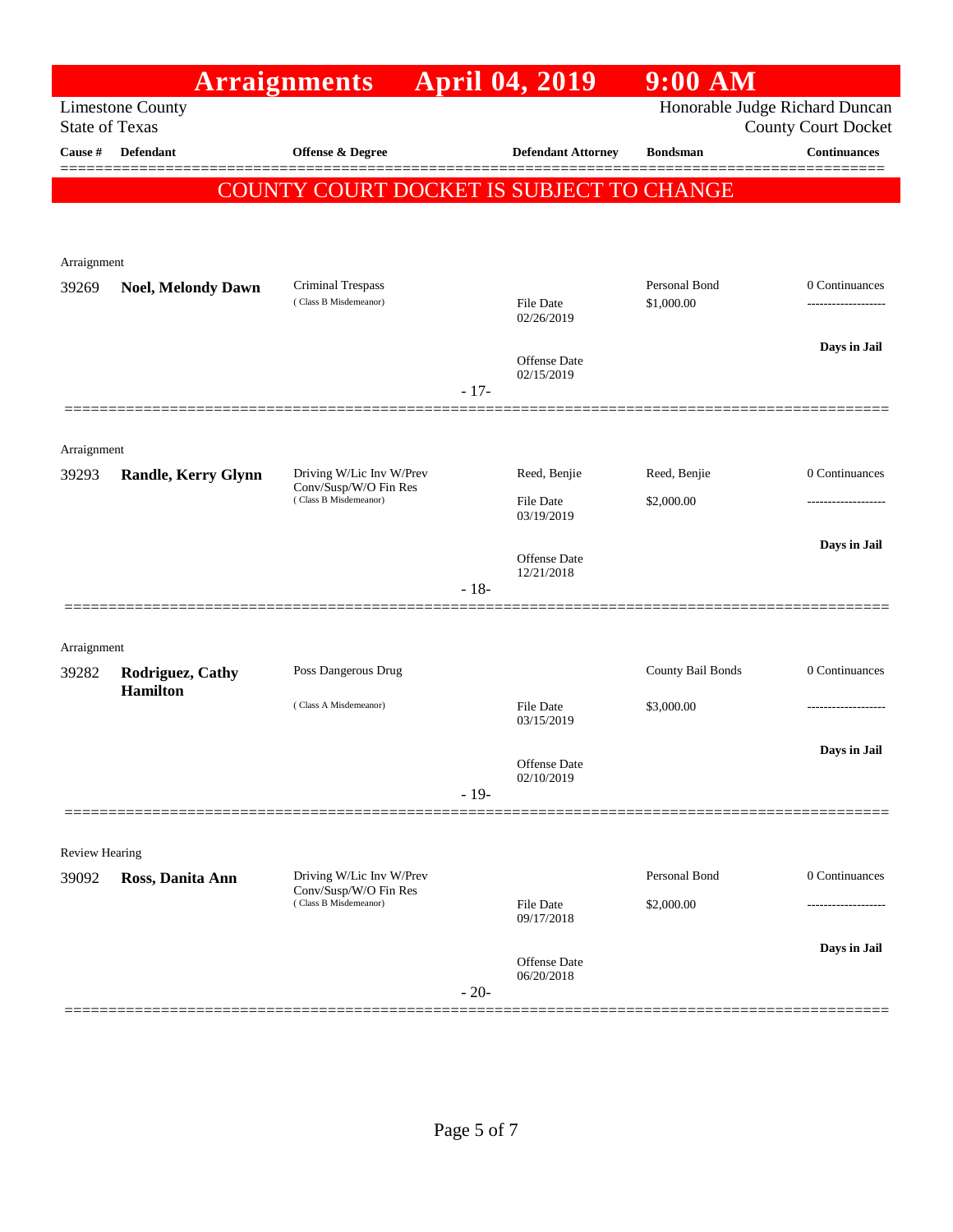# Arraignments April 04, 2019 9:00 AM

Limestone County
State of Texas

Honorable Judge Richard Duncan
County Court Docket

**COUNTY COURT DOCKET IS SUBJECT TO CHANGE**

| Cause # | Defendant | Offense & Degree | Defendant Attorney | Bondsman | Continuances |
|---|---|---|---|---|---|
| Arraignment | | | | | |
| 39269 | **Noel, Melondy Dawn** | Criminal Trespass (Class B Misdemeanor) | File Date 02/26/2019; Offense Date 02/15/2019 | Personal Bond $1,000.00 | 0 Continuances; Days in Jail |
| | | | - 17- | | |
| Arraignment | | | | | |
| 39293 | **Randle, Kerry Glynn** | Driving W/Lic Inv W/Prev Conv/Susp/W/O Fin Res (Class B Misdemeanor) | Reed, Benjie; File Date 03/19/2019; Offense Date 12/21/2018 | Reed, Benjie $2,000.00 | 0 Continuances; Days in Jail |
| | | | - 18- | | |
| Arraignment | | | | | |
| 39282 | **Rodriguez, Cathy Hamilton** | Poss Dangerous Drug (Class A Misdemeanor) | File Date 03/15/2019; Offense Date 02/10/2019 | County Bail Bonds $3,000.00 | 0 Continuances; Days in Jail |
| | | | - 19- | | |
| Review Hearing | | | | | |
| 39092 | **Ross, Danita Ann** | Driving W/Lic Inv W/Prev Conv/Susp/W/O Fin Res (Class B Misdemeanor) | File Date 09/17/2018; Offense Date 06/20/2018 | Personal Bond $2,000.00 | 0 Continuances; Days in Jail |
| | | | - 20- | | |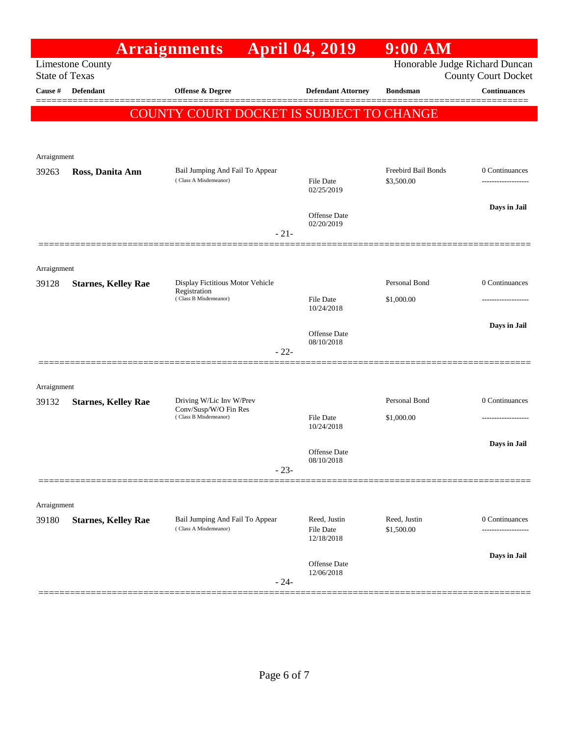# Arraignments April 04, 2019 9:00 AM

Limestone County
State of Texas

Honorable Judge Richard Duncan
County Court Docket

**COUNTY COURT DOCKET IS SUBJECT TO CHANGE**

| Cause # | Defendant | Offense & Degree | Defendant Attorney | Bondsman | Continuances |
|---|---|---|---|---|---|
| Arraignment | | | | | |
| 39263 | **Ross, Danita Ann** | Bail Jumping And Fail To Appear (Class A Misdemeanor) | File Date 02/25/2019; Offense Date 02/20/2019 | Freebird Bail Bonds $3,500.00 | 0 Continuances; Days in Jail |
| | | | - 21- | | |
| Arraignment | | | | | |
| 39128 | **Starnes, Kelley Rae** | Display Fictitious Motor Vehicle Registration (Class B Misdemeanor) | File Date 10/24/2018; Offense Date 08/10/2018 | Personal Bond $1,000.00 | 0 Continuances; Days in Jail |
| | | | - 22- | | |
| Arraignment | | | | | |
| 39132 | **Starnes, Kelley Rae** | Driving W/Lic Inv W/Prev Conv/Susp/W/O Fin Res (Class B Misdemeanor) | File Date 10/24/2018; Offense Date 08/10/2018 | Personal Bond $1,000.00 | 0 Continuances; Days in Jail |
| | | | - 23- | | |
| Arraignment | | | | | |
| 39180 | **Starnes, Kelley Rae** | Bail Jumping And Fail To Appear (Class A Misdemeanor) | Reed, Justin; File Date 12/18/2018; Offense Date 12/06/2018 | Reed, Justin $1,500.00 | 0 Continuances; Days in Jail |
| | | | - 24- | | |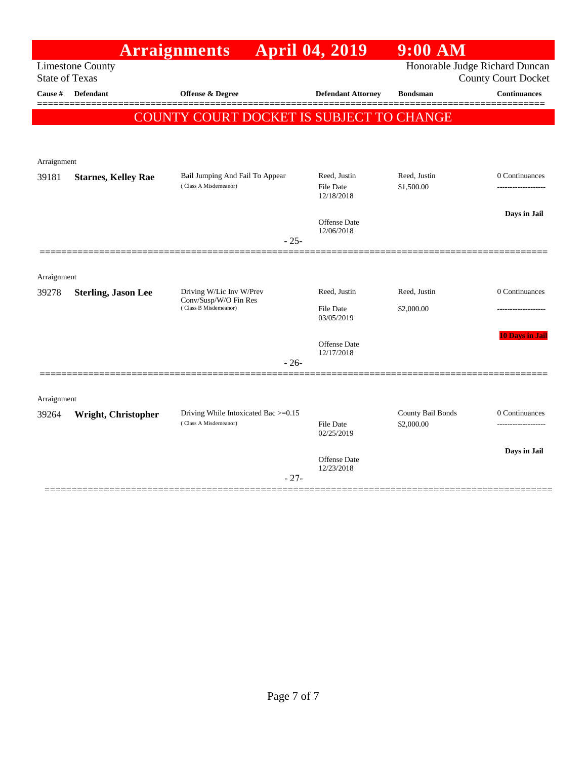# Arraignments April 04, 2019 9:00 AM

Limestone County
State of Texas

Honorable Judge Richard Duncan
County Court Docket

| Cause # | Defendant | Offense & Degree | Defendant Attorney | Bondsman | Continuances |
|---|---|---|---|---|---|

COUNTY COURT DOCKET IS SUBJECT TO CHANGE

Arraignment

| Cause # | Defendant | Offense & Degree | Defendant Attorney | Bondsman | Continuances |
|---|---|---|---|---|---|
| 39181 | **Starnes, Kelley Rae** | Bail Jumping And Fail To Appear (Class A Misdemeanor) | Reed, Justin<br>File Date 12/18/2018<br>Offense Date 12/06/2018 | Reed, Justin<br>$1,500.00 | 0 Continuances<br>-------------------<br>**Days in Jail** |

- 25-

Arraignment

| Cause # | Defendant | Offense & Degree | Defendant Attorney | Bondsman | Continuances |
|---|---|---|---|---|---|
| 39278 | **Sterling, Jason Lee** | Driving W/Lic Inv W/Prev Conv/Susp/W/O Fin Res (Class B Misdemeanor) | Reed, Justin<br>File Date 03/05/2019<br>Offense Date 12/17/2018 | Reed, Justin<br>$2,000.00 | 0 Continuances<br>-------------------<br>**10 Days in Jail** |

- 26-

Arraignment

| Cause # | Defendant | Offense & Degree | Defendant Attorney | Bondsman | Continuances |
|---|---|---|---|---|---|
| 39264 | **Wright, Christopher** | Driving While Intoxicated Bac >=0.15 (Class A Misdemeanor) | File Date 02/25/2019<br>Offense Date 12/23/2018 | County Bail Bonds<br>$2,000.00 | 0 Continuances<br>-------------------<br>**Days in Jail** |

- 27-